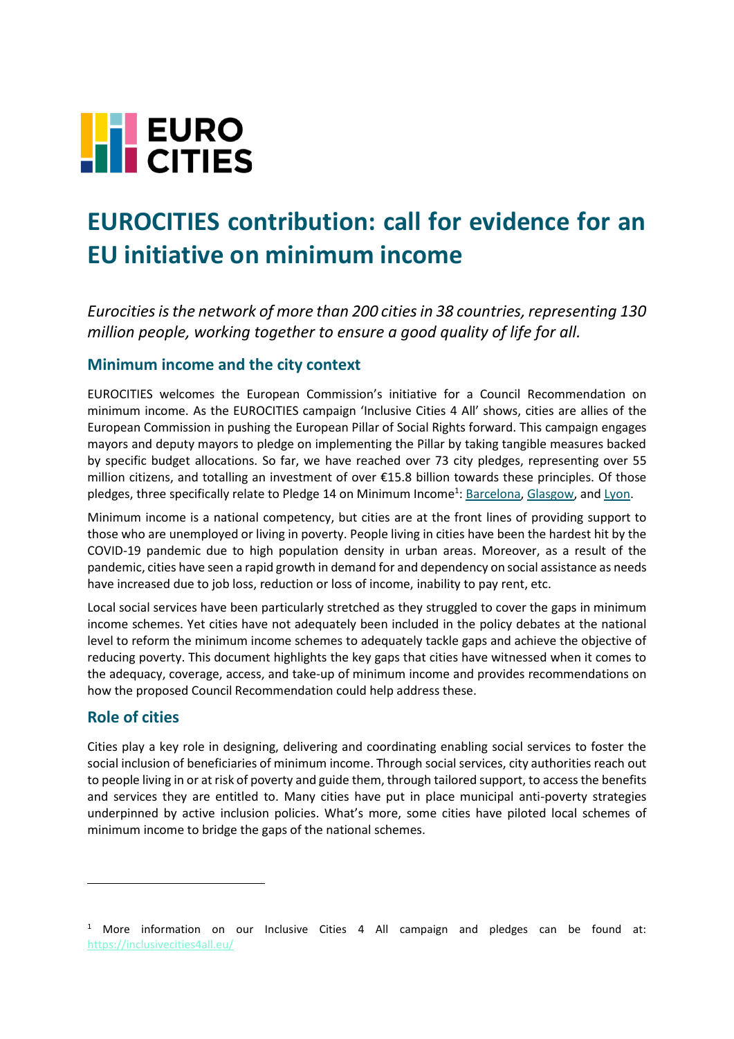# EUROCITIES contribution: call for evidence for an EU initiative on minimum income

*Eurocities is the network of more than 200 cities in 38 countries, representing 130 million people, working together to ensure a good quality of life for all.*

## Minimum income and the city context

EUROCITIES welcomes the European Commission's initiative for a Council Recommendation on minimum income. As the EUROCITIES campaign 'Inclusive Cities 4 All' shows, cities are allies of the European Commission in pushing the European Pillar of Social Rights forward. This campaign engages mayors and deputy mayors to pledge on implementing the Pillar by taking tangible measures backed by specific budget allocations. So far, we have reached over 73 city pledges, representing over 55 million citizens, and totalling an investment of over €15.8 billion towards these principles. Of those pledges, three specifically relate to Pledge 14 on Minimum Income[1]: Barcelona, Glasgow, and Lyon.

Minimum income is a national competency, but cities are at the front lines of providing support to those who are unemployed or living in poverty. People living in cities have been the hardest hit by the COVID-19 pandemic due to high population density in urban areas. Moreover, as a result of the pandemic, cities have seen a rapid growth in demand for and dependency on social assistance as needs have increased due to job loss, reduction or loss of income, inability to pay rent, etc.

Local social services have been particularly stretched as they struggled to cover the gaps in minimum income schemes. Yet cities have not adequately been included in the policy debates at the national level to reform the minimum income schemes to adequately tackle gaps and achieve the objective of reducing poverty. This document highlights the key gaps that cities have witnessed when it comes to the adequacy, coverage, access, and take-up of minimum income and provides recommendations on how the proposed Council Recommendation could help address these.

## Role of cities

Cities play a key role in designing, delivering and coordinating enabling social services to foster the social inclusion of beneficiaries of minimum income. Through social services, city authorities reach out to people living in or at risk of poverty and guide them, through tailored support, to access the benefits and services they are entitled to. Many cities have put in place municipal anti-poverty strategies underpinned by active inclusion policies. What's more, some cities have piloted local schemes of minimum income to bridge the gaps of the national schemes.

---

[1] More information on our Inclusive Cities 4 All campaign and pledges can be found at: https://inclusivecities4all.eu/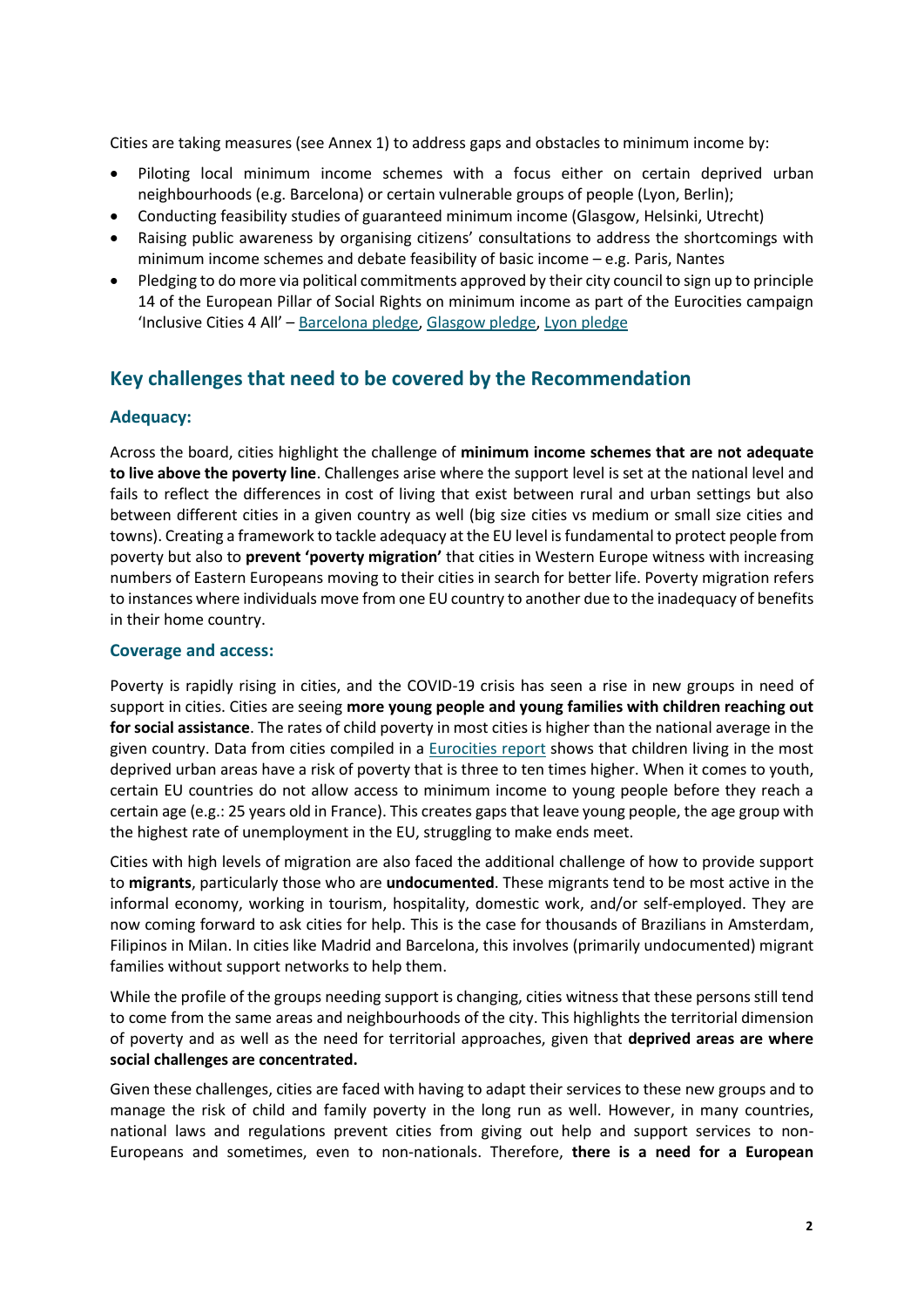Cities are taking measures (see Annex 1) to address gaps and obstacles to minimum income by:

- Piloting local minimum income schemes with a focus either on certain deprived urban neighbourhoods (e.g. Barcelona) or certain vulnerable groups of people (Lyon, Berlin);
- Conducting feasibility studies of guaranteed minimum income (Glasgow, Helsinki, Utrecht)
- Raising public awareness by organising citizens' consultations to address the shortcomings with minimum income schemes and debate feasibility of basic income – e.g. Paris, Nantes
- Pledging to do more via political commitments approved by their city council to sign up to principle 14 of the European Pillar of Social Rights on minimum income as part of the Eurocities campaign 'Inclusive Cities 4 All' – Barcelona pledge, Glasgow pledge, Lyon pledge

## Key challenges that need to be covered by the Recommendation

### Adequacy:

Across the board, cities highlight the challenge of **minimum income schemes that are not adequate to live above the poverty line**. Challenges arise where the support level is set at the national level and fails to reflect the differences in cost of living that exist between rural and urban settings but also between different cities in a given country as well (big size cities vs medium or small size cities and towns). Creating a framework to tackle adequacy at the EU level is fundamental to protect people from poverty but also to **prevent 'poverty migration'** that cities in Western Europe witness with increasing numbers of Eastern Europeans moving to their cities in search for better life. Poverty migration refers to instances where individuals move from one EU country to another due to the inadequacy of benefits in their home country.

### Coverage and access:

Poverty is rapidly rising in cities, and the COVID-19 crisis has seen a rise in new groups in need of support in cities. Cities are seeing **more young people and young families with children reaching out for social assistance**. The rates of child poverty in most cities is higher than the national average in the given country. Data from cities compiled in a Eurocities report shows that children living in the most deprived urban areas have a risk of poverty that is three to ten times higher. When it comes to youth, certain EU countries do not allow access to minimum income to young people before they reach a certain age (e.g.: 25 years old in France). This creates gaps that leave young people, the age group with the highest rate of unemployment in the EU, struggling to make ends meet.

Cities with high levels of migration are also faced the additional challenge of how to provide support to **migrants**, particularly those who are **undocumented**. These migrants tend to be most active in the informal economy, working in tourism, hospitality, domestic work, and/or self-employed. They are now coming forward to ask cities for help. This is the case for thousands of Brazilians in Amsterdam, Filipinos in Milan. In cities like Madrid and Barcelona, this involves (primarily undocumented) migrant families without support networks to help them.

While the profile of the groups needing support is changing, cities witness that these persons still tend to come from the same areas and neighbourhoods of the city. This highlights the territorial dimension of poverty and as well as the need for territorial approaches, given that **deprived areas are where social challenges are concentrated.**

Given these challenges, cities are faced with having to adapt their services to these new groups and to manage the risk of child and family poverty in the long run as well. However, in many countries, national laws and regulations prevent cities from giving out help and support services to non-Europeans and sometimes, even to non-nationals. Therefore, **there is a need for a European**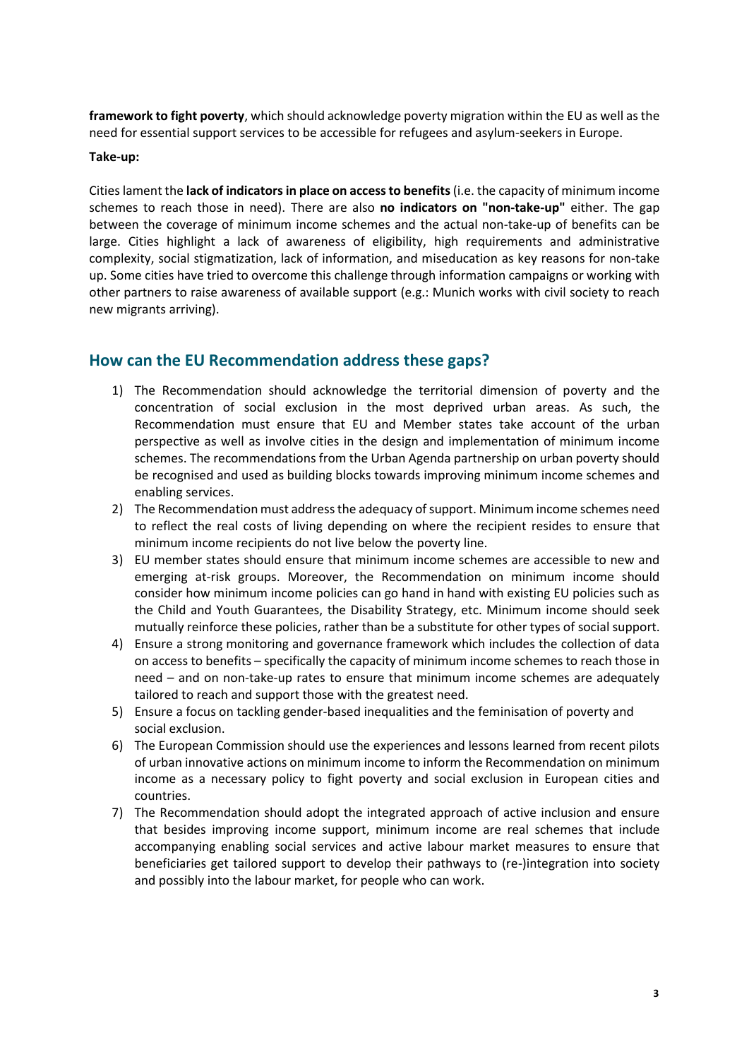**framework to fight poverty**, which should acknowledge poverty migration within the EU as well as the need for essential support services to be accessible for refugees and asylum-seekers in Europe.

**Take-up:**

Cities lament the **lack of indicators in place on access to benefits** (i.e. the capacity of minimum income schemes to reach those in need). There are also **no indicators on "non-take-up"** either. The gap between the coverage of minimum income schemes and the actual non-take-up of benefits can be large. Cities highlight a lack of awareness of eligibility, high requirements and administrative complexity, social stigmatization, lack of information, and miseducation as key reasons for non-take up. Some cities have tried to overcome this challenge through information campaigns or working with other partners to raise awareness of available support (e.g.: Munich works with civil society to reach new migrants arriving).

## How can the EU Recommendation address these gaps?

1) The Recommendation should acknowledge the territorial dimension of poverty and the concentration of social exclusion in the most deprived urban areas. As such, the Recommendation must ensure that EU and Member states take account of the urban perspective as well as involve cities in the design and implementation of minimum income schemes. The recommendations from the Urban Agenda partnership on urban poverty should be recognised and used as building blocks towards improving minimum income schemes and enabling services.
2) The Recommendation must address the adequacy of support. Minimum income schemes need to reflect the real costs of living depending on where the recipient resides to ensure that minimum income recipients do not live below the poverty line.
3) EU member states should ensure that minimum income schemes are accessible to new and emerging at-risk groups. Moreover, the Recommendation on minimum income should consider how minimum income policies can go hand in hand with existing EU policies such as the Child and Youth Guarantees, the Disability Strategy, etc. Minimum income should seek mutually reinforce these policies, rather than be a substitute for other types of social support.
4) Ensure a strong monitoring and governance framework which includes the collection of data on access to benefits – specifically the capacity of minimum income schemes to reach those in need – and on non-take-up rates to ensure that minimum income schemes are adequately tailored to reach and support those with the greatest need.
5) Ensure a focus on tackling gender-based inequalities and the feminisation of poverty and social exclusion.
6) The European Commission should use the experiences and lessons learned from recent pilots of urban innovative actions on minimum income to inform the Recommendation on minimum income as a necessary policy to fight poverty and social exclusion in European cities and countries.
7) The Recommendation should adopt the integrated approach of active inclusion and ensure that besides improving income support, minimum income are real schemes that include accompanying enabling social services and active labour market measures to ensure that beneficiaries get tailored support to develop their pathways to (re-)integration into society and possibly into the labour market, for people who can work.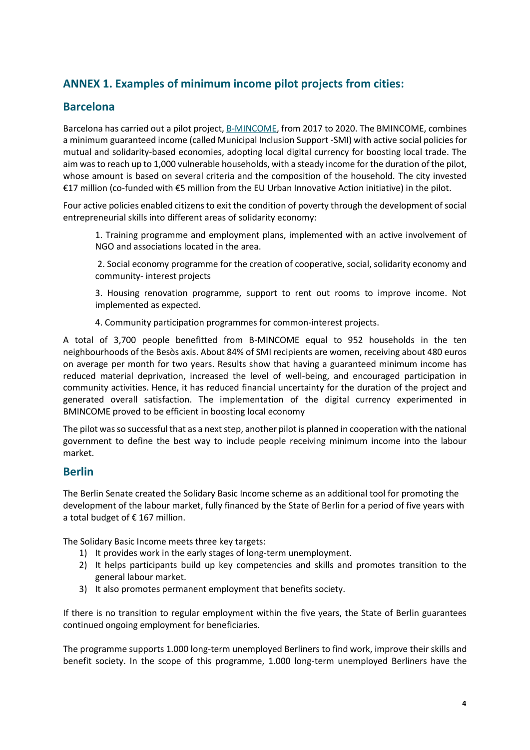## ANNEX 1. Examples of minimum income pilot projects from cities:

### Barcelona

Barcelona has carried out a pilot project, B-MINCOME, from 2017 to 2020. The BMINCOME, combines a minimum guaranteed income (called Municipal Inclusion Support -SMI) with active social policies for mutual and solidarity-based economies, adopting local digital currency for boosting local trade. The aim was to reach up to 1,000 vulnerable households, with a steady income for the duration of the pilot, whose amount is based on several criteria and the composition of the household. The city invested €17 million (co-funded with €5 million from the EU Urban Innovative Action initiative) in the pilot.

Four active policies enabled citizens to exit the condition of poverty through the development of social entrepreneurial skills into different areas of solidarity economy:

1. Training programme and employment plans, implemented with an active involvement of NGO and associations located in the area.

2. Social economy programme for the creation of cooperative, social, solidarity economy and community- interest projects

3. Housing renovation programme, support to rent out rooms to improve income. Not implemented as expected.

4. Community participation programmes for common-interest projects.

A total of 3,700 people benefitted from B-MINCOME equal to 952 households in the ten neighbourhoods of the Besòs axis. About 84% of SMI recipients are women, receiving about 480 euros on average per month for two years. Results show that having a guaranteed minimum income has reduced material deprivation, increased the level of well-being, and encouraged participation in community activities. Hence, it has reduced financial uncertainty for the duration of the project and generated overall satisfaction. The implementation of the digital currency experimented in BMINCOME proved to be efficient in boosting local economy

The pilot was so successful that as a next step, another pilot is planned in cooperation with the national government to define the best way to include people receiving minimum income into the labour market.

### Berlin

The Berlin Senate created the Solidary Basic Income scheme as an additional tool for promoting the development of the labour market, fully financed by the State of Berlin for a period of five years with a total budget of € 167 million.

The Solidary Basic Income meets three key targets:

1) It provides work in the early stages of long-term unemployment.
2) It helps participants build up key competencies and skills and promotes transition to the general labour market.
3) It also promotes permanent employment that benefits society.

If there is no transition to regular employment within the five years, the State of Berlin guarantees continued ongoing employment for beneficiaries.

The programme supports 1.000 long-term unemployed Berliners to find work, improve their skills and benefit society. In the scope of this programme, 1.000 long-term unemployed Berliners have the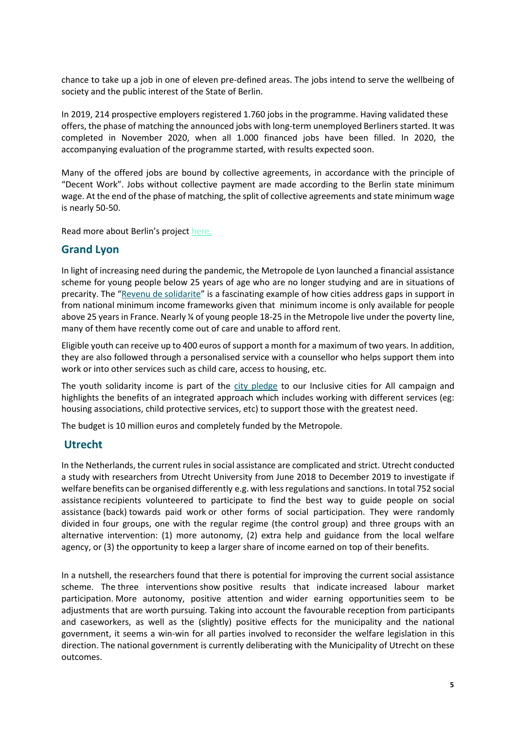chance to take up a job in one of eleven pre-defined areas. The jobs intend to serve the wellbeing of society and the public interest of the State of Berlin.

In 2019, 214 prospective employers registered 1.760 jobs in the programme. Having validated these offers, the phase of matching the announced jobs with long-term unemployed Berliners started. It was completed in November 2020, when all 1.000 financed jobs have been filled. In 2020, the accompanying evaluation of the programme started, with results expected soon.

Many of the offered jobs are bound by collective agreements, in accordance with the principle of "Decent Work". Jobs without collective payment are made according to the Berlin state minimum wage. At the end of the phase of matching, the split of collective agreements and state minimum wage is nearly 50-50.

Read more about Berlin's project here.

## Grand Lyon

In light of increasing need during the pandemic, the Metropole de Lyon launched a financial assistance scheme for young people below 25 years of age who are no longer studying and are in situations of precarity. The "Revenu de solidarite" is a fascinating example of how cities address gaps in support in from national minimum income frameworks given that minimum income is only available for people above 25 years in France. Nearly ¼ of young people 18-25 in the Metropole live under the poverty line, many of them have recently come out of care and unable to afford rent.

Eligible youth can receive up to 400 euros of support a month for a maximum of two years. In addition, they are also followed through a personalised service with a counsellor who helps support them into work or into other services such as child care, access to housing, etc.

The youth solidarity income is part of the city pledge to our Inclusive cities for All campaign and highlights the benefits of an integrated approach which includes working with different services (eg: housing associations, child protective services, etc) to support those with the greatest need.

The budget is 10 million euros and completely funded by the Metropole.

## Utrecht

In the Netherlands, the current rules in social assistance are complicated and strict. Utrecht conducted a study with researchers from Utrecht University from June 2018 to December 2019 to investigate if welfare benefits can be organised differently e.g. with less regulations and sanctions. In total 752 social assistance recipients volunteered to participate to find the best way to guide people on social assistance (back) towards paid work or other forms of social participation. They were randomly divided in four groups, one with the regular regime (the control group) and three groups with an alternative intervention: (1) more autonomy, (2) extra help and guidance from the local welfare agency, or (3) the opportunity to keep a larger share of income earned on top of their benefits.

In a nutshell, the researchers found that there is potential for improving the current social assistance scheme. The three interventions show positive results that indicate increased labour market participation. More autonomy, positive attention and wider earning opportunities seem to be adjustments that are worth pursuing. Taking into account the favourable reception from participants and caseworkers, as well as the (slightly) positive effects for the municipality and the national government, it seems a win-win for all parties involved to reconsider the welfare legislation in this direction. The national government is currently deliberating with the Municipality of Utrecht on these outcomes.